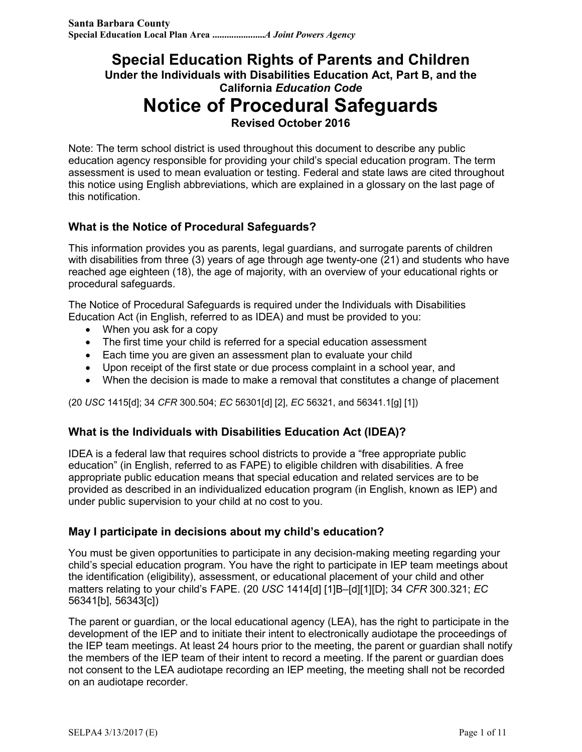**Santa Barbara County**
**Special Education Local Plan Area .....................*A Joint Powers Agency***

# Special Education Rights of Parents and Children

**Under the Individuals with Disabilities Education Act, Part B, and the California *Education Code***

# Notice of Procedural Safeguards

**Revised October 2016**

Note: The term school district is used throughout this document to describe any public education agency responsible for providing your child's special education program. The term assessment is used to mean evaluation or testing. Federal and state laws are cited throughout this notice using English abbreviations, which are explained in a glossary on the last page of this notification.

### What is the Notice of Procedural Safeguards?

This information provides you as parents, legal guardians, and surrogate parents of children with disabilities from three (3) years of age through age twenty-one (21) and students who have reached age eighteen (18), the age of majority, with an overview of your educational rights or procedural safeguards.

The Notice of Procedural Safeguards is required under the Individuals with Disabilities Education Act (in English, referred to as IDEA) and must be provided to you:

- When you ask for a copy
- The first time your child is referred for a special education assessment
- Each time you are given an assessment plan to evaluate your child
- Upon receipt of the first state or due process complaint in a school year, and
- When the decision is made to make a removal that constitutes a change of placement

(20 *USC* 1415[d]; 34 *CFR* 300.504; *EC* 56301[d] [2], *EC* 56321, and 56341.1[g] [1])

### What is the Individuals with Disabilities Education Act (IDEA)?

IDEA is a federal law that requires school districts to provide a "free appropriate public education" (in English, referred to as FAPE) to eligible children with disabilities. A free appropriate public education means that special education and related services are to be provided as described in an individualized education program (in English, known as IEP) and under public supervision to your child at no cost to you.

### May I participate in decisions about my child's education?

You must be given opportunities to participate in any decision-making meeting regarding your child's special education program. You have the right to participate in IEP team meetings about the identification (eligibility), assessment, or educational placement of your child and other matters relating to your child's FAPE. (20 *USC* 1414[d] [1]B–[d][1][D]; 34 *CFR* 300.321; *EC* 56341[b], 56343[c])

The parent or guardian, or the local educational agency (LEA), has the right to participate in the development of the IEP and to initiate their intent to electronically audiotape the proceedings of the IEP team meetings. At least 24 hours prior to the meeting, the parent or guardian shall notify the members of the IEP team of their intent to record a meeting. If the parent or guardian does not consent to the LEA audiotape recording an IEP meeting, the meeting shall not be recorded on an audiotape recorder.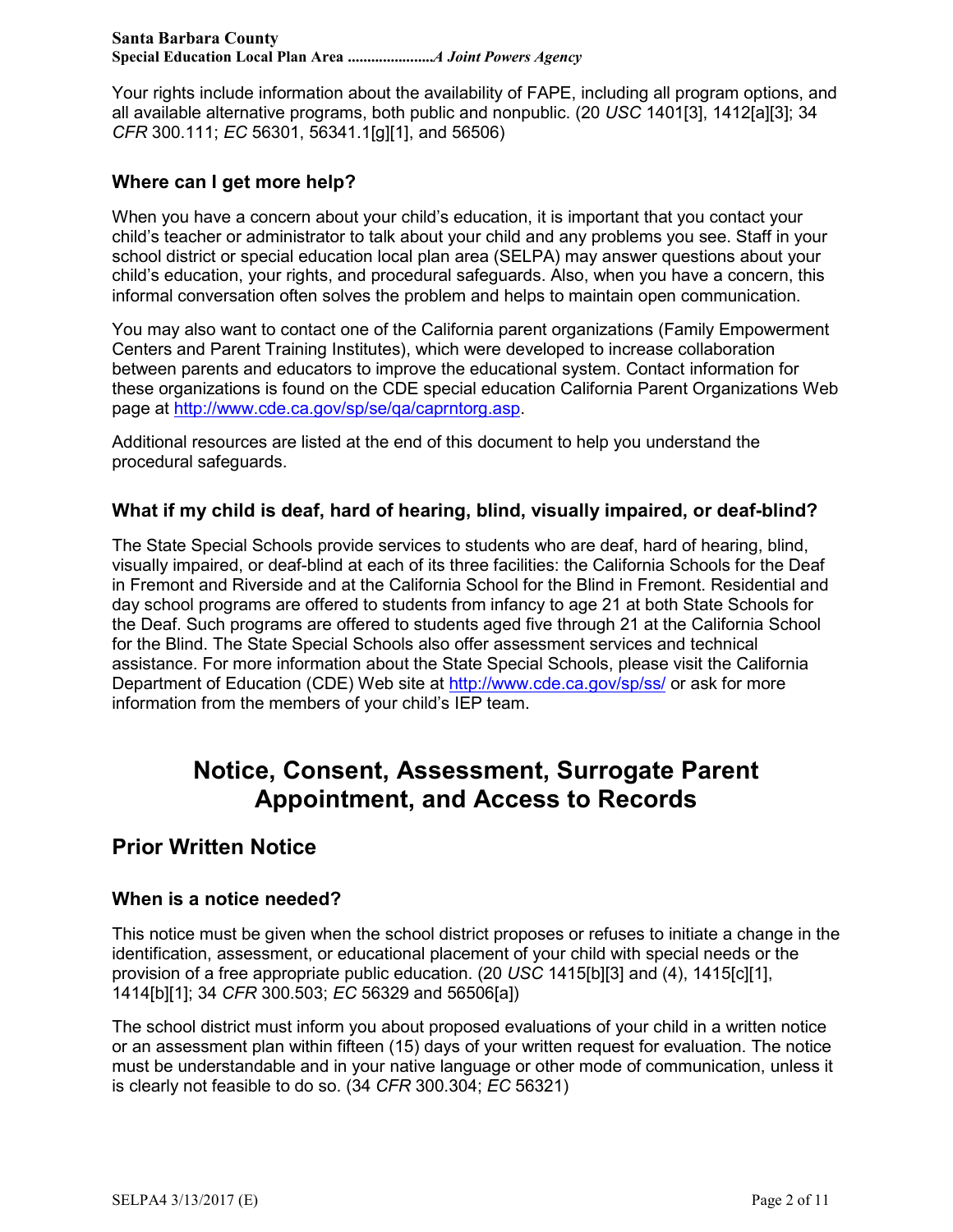Your rights include information about the availability of FAPE, including all program options, and all available alternative programs, both public and nonpublic. (20 *USC* 1401[3], 1412[a][3]; 34 *CFR* 300.111; *EC* 56301, 56341.1[g][1], and 56506)

### Where can I get more help?

When you have a concern about your child's education, it is important that you contact your child's teacher or administrator to talk about your child and any problems you see. Staff in your school district or special education local plan area (SELPA) may answer questions about your child's education, your rights, and procedural safeguards. Also, when you have a concern, this informal conversation often solves the problem and helps to maintain open communication.

You may also want to contact one of the California parent organizations (Family Empowerment Centers and Parent Training Institutes), which were developed to increase collaboration between parents and educators to improve the educational system. Contact information for these organizations is found on the CDE special education California Parent Organizations Web page at http://www.cde.ca.gov/sp/se/qa/caprntorg.asp.

Additional resources are listed at the end of this document to help you understand the procedural safeguards.

### What if my child is deaf, hard of hearing, blind, visually impaired, or deaf-blind?

The State Special Schools provide services to students who are deaf, hard of hearing, blind, visually impaired, or deaf-blind at each of its three facilities: the California Schools for the Deaf in Fremont and Riverside and at the California School for the Blind in Fremont. Residential and day school programs are offered to students from infancy to age 21 at both State Schools for the Deaf. Such programs are offered to students aged five through 21 at the California School for the Blind. The State Special Schools also offer assessment services and technical assistance. For more information about the State Special Schools, please visit the California Department of Education (CDE) Web site at http://www.cde.ca.gov/sp/ss/ or ask for more information from the members of your child's IEP team.

# Notice, Consent, Assessment, Surrogate Parent Appointment, and Access to Records

## Prior Written Notice

### When is a notice needed?

This notice must be given when the school district proposes or refuses to initiate a change in the identification, assessment, or educational placement of your child with special needs or the provision of a free appropriate public education. (20 *USC* 1415[b][3] and (4), 1415[c][1], 1414[b][1]; 34 *CFR* 300.503; *EC* 56329 and 56506[a])

The school district must inform you about proposed evaluations of your child in a written notice or an assessment plan within fifteen (15) days of your written request for evaluation. The notice must be understandable and in your native language or other mode of communication, unless it is clearly not feasible to do so. (34 *CFR* 300.304; *EC* 56321)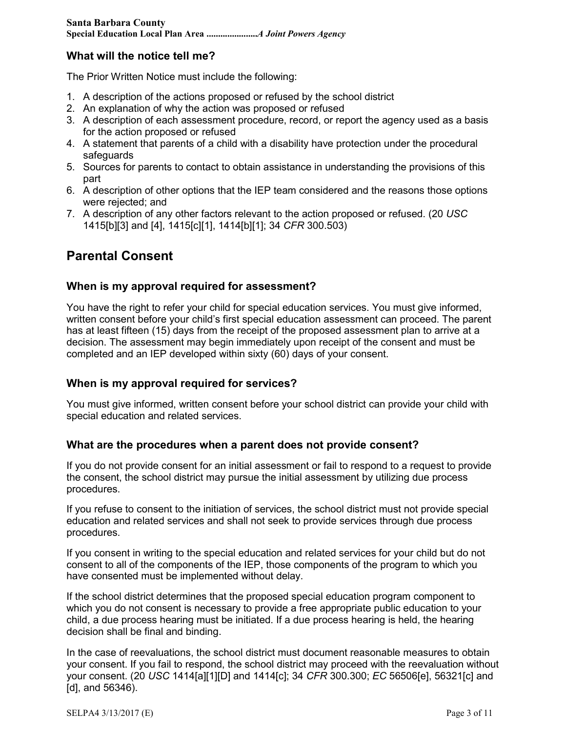### What will the notice tell me?

The Prior Written Notice must include the following:

1. A description of the actions proposed or refused by the school district
2. An explanation of why the action was proposed or refused
3. A description of each assessment procedure, record, or report the agency used as a basis for the action proposed or refused
4. A statement that parents of a child with a disability have protection under the procedural safeguards
5. Sources for parents to contact to obtain assistance in understanding the provisions of this part
6. A description of other options that the IEP team considered and the reasons those options were rejected; and
7. A description of any other factors relevant to the action proposed or refused. (20 *USC* 1415[b][3] and [4], 1415[c][1], 1414[b][1]; 34 *CFR* 300.503)

## Parental Consent

### When is my approval required for assessment?

You have the right to refer your child for special education services. You must give informed, written consent before your child's first special education assessment can proceed. The parent has at least fifteen (15) days from the receipt of the proposed assessment plan to arrive at a decision. The assessment may begin immediately upon receipt of the consent and must be completed and an IEP developed within sixty (60) days of your consent.

### When is my approval required for services?

You must give informed, written consent before your school district can provide your child with special education and related services.

### What are the procedures when a parent does not provide consent?

If you do not provide consent for an initial assessment or fail to respond to a request to provide the consent, the school district may pursue the initial assessment by utilizing due process procedures.

If you refuse to consent to the initiation of services, the school district must not provide special education and related services and shall not seek to provide services through due process procedures.

If you consent in writing to the special education and related services for your child but do not consent to all of the components of the IEP, those components of the program to which you have consented must be implemented without delay.

If the school district determines that the proposed special education program component to which you do not consent is necessary to provide a free appropriate public education to your child, a due process hearing must be initiated. If a due process hearing is held, the hearing decision shall be final and binding.

In the case of reevaluations, the school district must document reasonable measures to obtain your consent. If you fail to respond, the school district may proceed with the reevaluation without your consent. (20 *USC* 1414[a][1][D] and 1414[c]; 34 *CFR* 300.300; *EC* 56506[e], 56321[c] and [d], and 56346).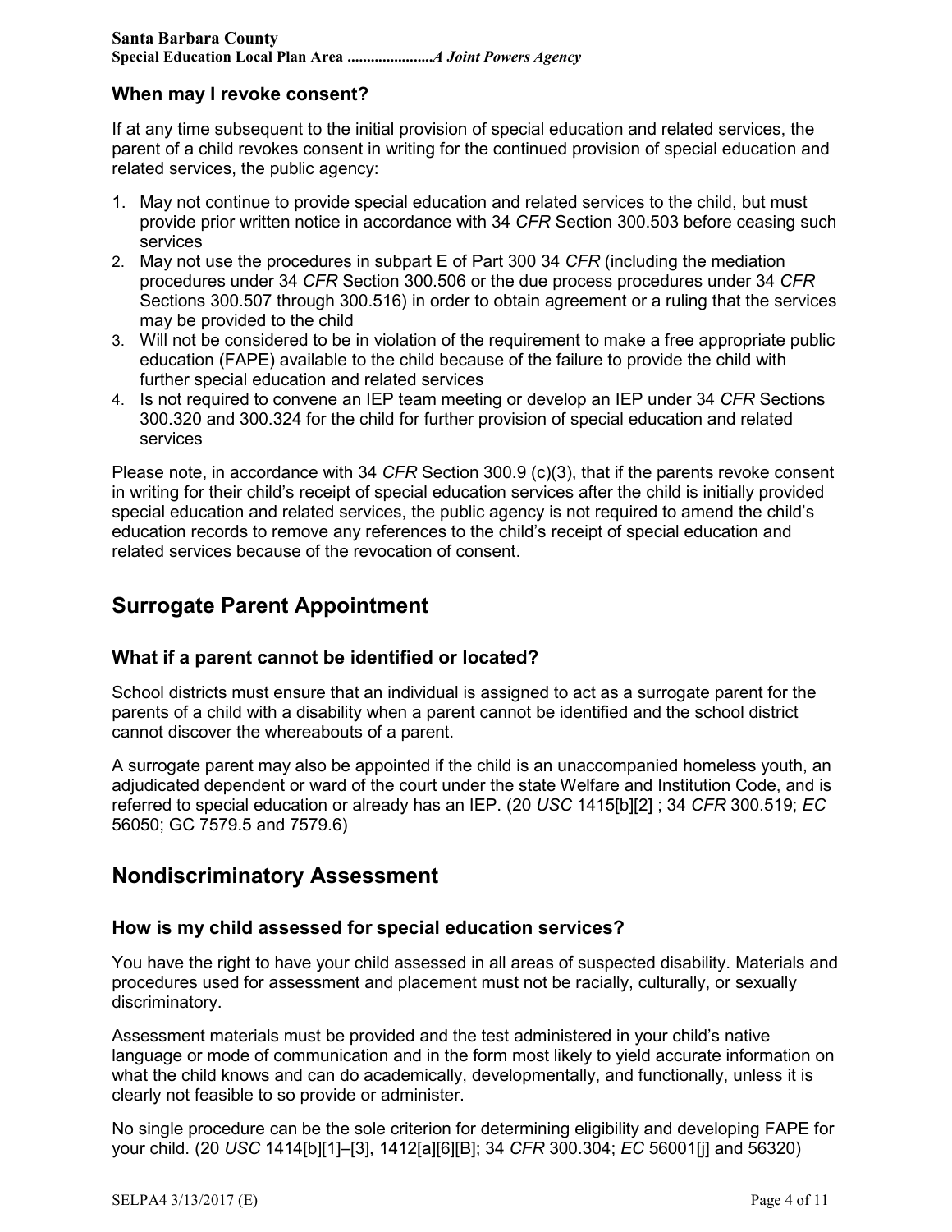### When may I revoke consent?

If at any time subsequent to the initial provision of special education and related services, the parent of a child revokes consent in writing for the continued provision of special education and related services, the public agency:

1. May not continue to provide special education and related services to the child, but must provide prior written notice in accordance with 34 *CFR* Section 300.503 before ceasing such services
2. May not use the procedures in subpart E of Part 300 34 *CFR* (including the mediation procedures under 34 *CFR* Section 300.506 or the due process procedures under 34 *CFR* Sections 300.507 through 300.516) in order to obtain agreement or a ruling that the services may be provided to the child
3. Will not be considered to be in violation of the requirement to make a free appropriate public education (FAPE) available to the child because of the failure to provide the child with further special education and related services
4. Is not required to convene an IEP team meeting or develop an IEP under 34 *CFR* Sections 300.320 and 300.324 for the child for further provision of special education and related services

Please note, in accordance with 34 *CFR* Section 300.9 (c)(3), that if the parents revoke consent in writing for their child's receipt of special education services after the child is initially provided special education and related services, the public agency is not required to amend the child's education records to remove any references to the child's receipt of special education and related services because of the revocation of consent.

## Surrogate Parent Appointment

### What if a parent cannot be identified or located?

School districts must ensure that an individual is assigned to act as a surrogate parent for the parents of a child with a disability when a parent cannot be identified and the school district cannot discover the whereabouts of a parent.

A surrogate parent may also be appointed if the child is an unaccompanied homeless youth, an adjudicated dependent or ward of the court under the state Welfare and Institution Code, and is referred to special education or already has an IEP. (20 *USC* 1415[b][2] ; 34 *CFR* 300.519; *EC* 56050; GC 7579.5 and 7579.6)

## Nondiscriminatory Assessment

### How is my child assessed for special education services?

You have the right to have your child assessed in all areas of suspected disability. Materials and procedures used for assessment and placement must not be racially, culturally, or sexually discriminatory.

Assessment materials must be provided and the test administered in your child's native language or mode of communication and in the form most likely to yield accurate information on what the child knows and can do academically, developmentally, and functionally, unless it is clearly not feasible to so provide or administer.

No single procedure can be the sole criterion for determining eligibility and developing FAPE for your child. (20 *USC* 1414[b][1]–[3], 1412[a][6][B]; 34 *CFR* 300.304; *EC* 56001[j] and 56320)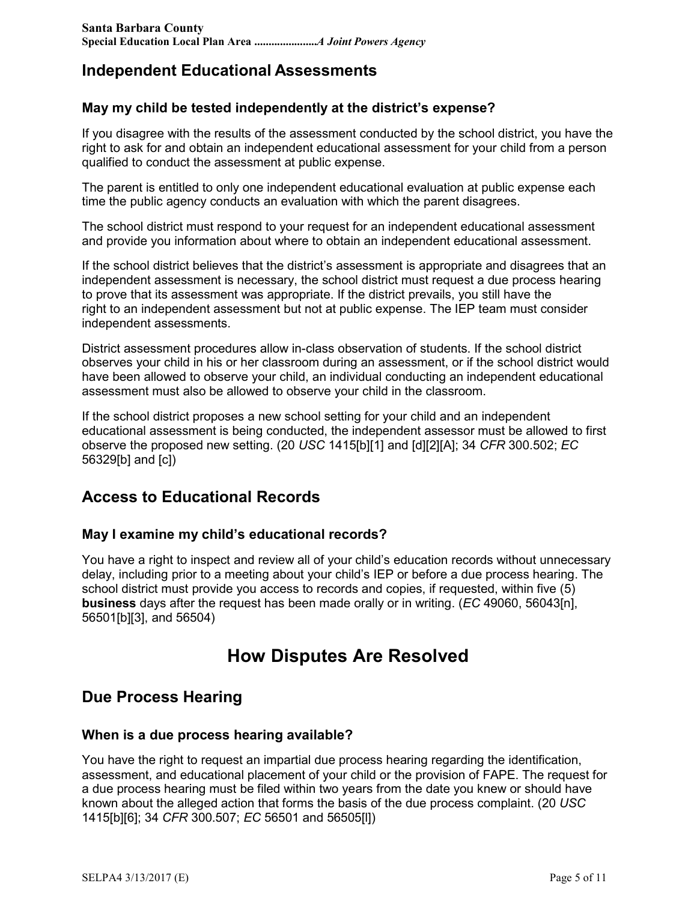## Independent Educational Assessments

### May my child be tested independently at the district's expense?

If you disagree with the results of the assessment conducted by the school district, you have the right to ask for and obtain an independent educational assessment for your child from a person qualified to conduct the assessment at public expense.

The parent is entitled to only one independent educational evaluation at public expense each time the public agency conducts an evaluation with which the parent disagrees.

The school district must respond to your request for an independent educational assessment and provide you information about where to obtain an independent educational assessment.

If the school district believes that the district's assessment is appropriate and disagrees that an independent assessment is necessary, the school district must request a due process hearing to prove that its assessment was appropriate. If the district prevails, you still have the right to an independent assessment but not at public expense. The IEP team must consider independent assessments.

District assessment procedures allow in-class observation of students. If the school district observes your child in his or her classroom during an assessment, or if the school district would have been allowed to observe your child, an individual conducting an independent educational assessment must also be allowed to observe your child in the classroom.

If the school district proposes a new school setting for your child and an independent educational assessment is being conducted, the independent assessor must be allowed to first observe the proposed new setting. (20 *USC* 1415[b][1] and [d][2][A]; 34 *CFR* 300.502; *EC* 56329[b] and [c])

## Access to Educational Records

### May I examine my child's educational records?

You have a right to inspect and review all of your child's education records without unnecessary delay, including prior to a meeting about your child's IEP or before a due process hearing. The school district must provide you access to records and copies, if requested, within five (5) **business** days after the request has been made orally or in writing. (*EC* 49060, 56043[n], 56501[b][3], and 56504)

# How Disputes Are Resolved

## Due Process Hearing

### When is a due process hearing available?

You have the right to request an impartial due process hearing regarding the identification, assessment, and educational placement of your child or the provision of FAPE. The request for a due process hearing must be filed within two years from the date you knew or should have known about the alleged action that forms the basis of the due process complaint. (20 *USC* 1415[b][6]; 34 *CFR* 300.507; *EC* 56501 and 56505[l])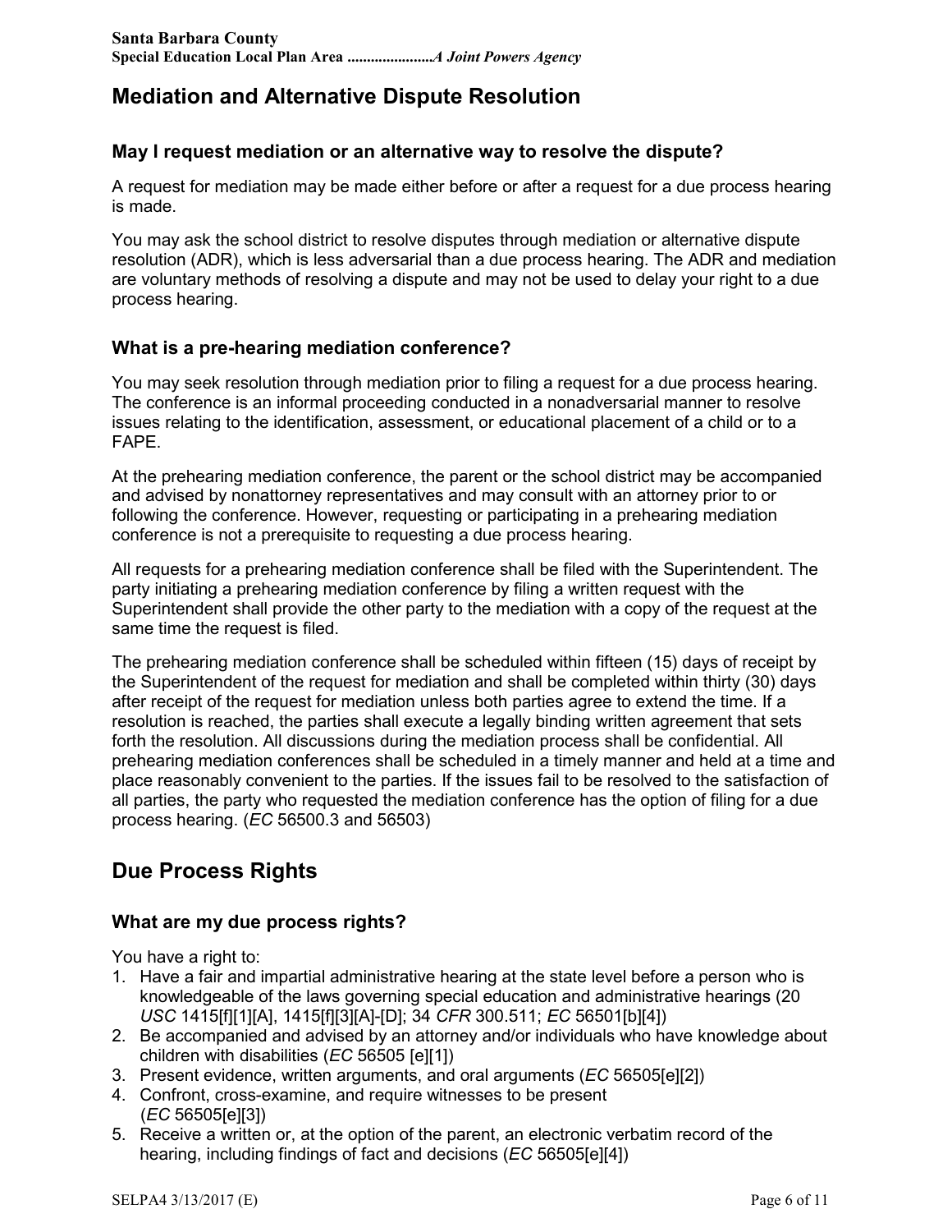## Mediation and Alternative Dispute Resolution

### May I request mediation or an alternative way to resolve the dispute?

A request for mediation may be made either before or after a request for a due process hearing is made.

You may ask the school district to resolve disputes through mediation or alternative dispute resolution (ADR), which is less adversarial than a due process hearing. The ADR and mediation are voluntary methods of resolving a dispute and may not be used to delay your right to a due process hearing.

### What is a pre-hearing mediation conference?

You may seek resolution through mediation prior to filing a request for a due process hearing. The conference is an informal proceeding conducted in a nonadversarial manner to resolve issues relating to the identification, assessment, or educational placement of a child or to a FAPE.

At the prehearing mediation conference, the parent or the school district may be accompanied and advised by nonattorney representatives and may consult with an attorney prior to or following the conference. However, requesting or participating in a prehearing mediation conference is not a prerequisite to requesting a due process hearing.

All requests for a prehearing mediation conference shall be filed with the Superintendent. The party initiating a prehearing mediation conference by filing a written request with the Superintendent shall provide the other party to the mediation with a copy of the request at the same time the request is filed.

The prehearing mediation conference shall be scheduled within fifteen (15) days of receipt by the Superintendent of the request for mediation and shall be completed within thirty (30) days after receipt of the request for mediation unless both parties agree to extend the time. If a resolution is reached, the parties shall execute a legally binding written agreement that sets forth the resolution. All discussions during the mediation process shall be confidential. All prehearing mediation conferences shall be scheduled in a timely manner and held at a time and place reasonably convenient to the parties. If the issues fail to be resolved to the satisfaction of all parties, the party who requested the mediation conference has the option of filing for a due process hearing. (*EC* 56500.3 and 56503)

## Due Process Rights

### What are my due process rights?

You have a right to:

1. Have a fair and impartial administrative hearing at the state level before a person who is knowledgeable of the laws governing special education and administrative hearings (20 *USC* 1415[f][1][A], 1415[f][3][A]-[D]; 34 *CFR* 300.511; *EC* 56501[b][4])
2. Be accompanied and advised by an attorney and/or individuals who have knowledge about children with disabilities (*EC* 56505 [e][1])
3. Present evidence, written arguments, and oral arguments (*EC* 56505[e][2])
4. Confront, cross-examine, and require witnesses to be present (*EC* 56505[e][3])
5. Receive a written or, at the option of the parent, an electronic verbatim record of the hearing, including findings of fact and decisions (*EC* 56505[e][4])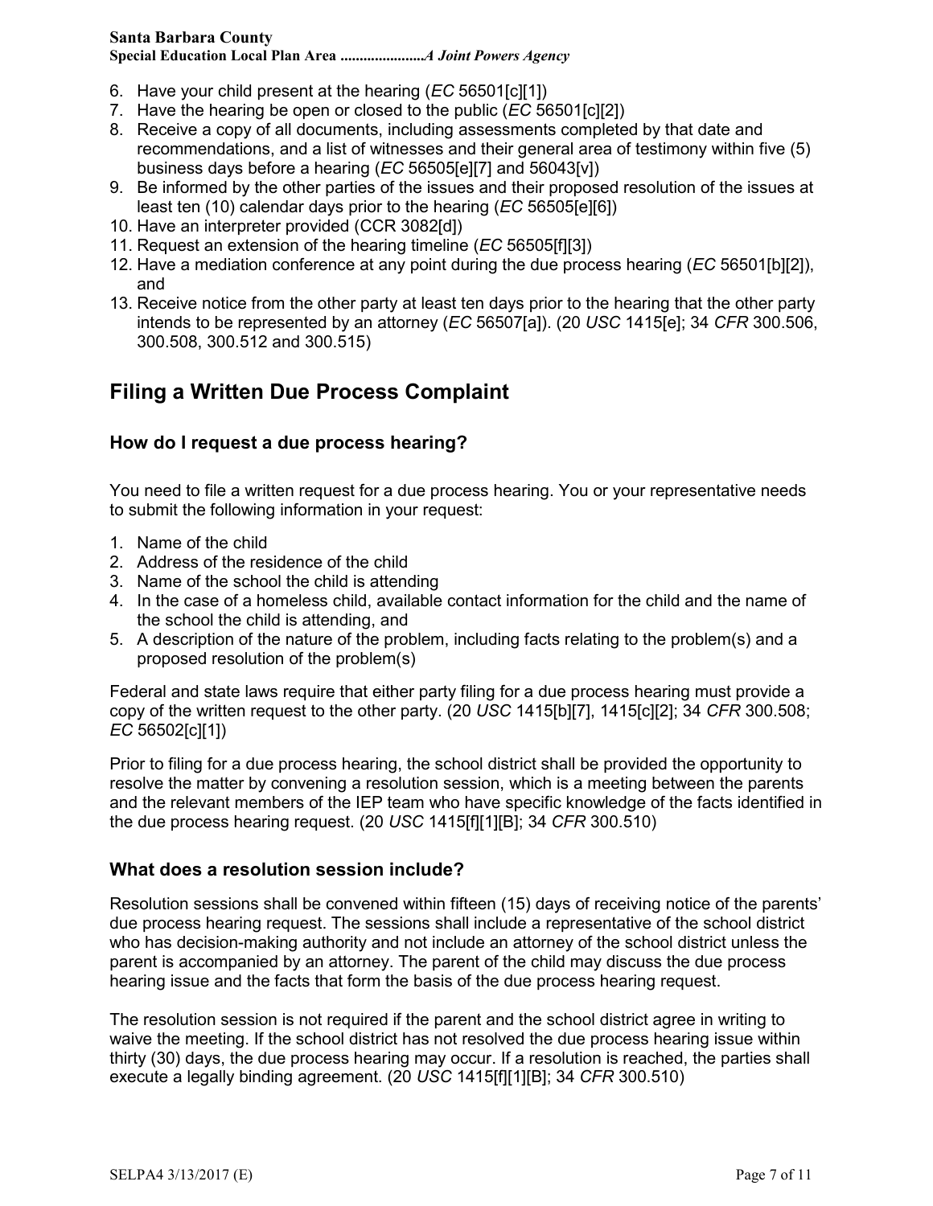6. Have your child present at the hearing (*EC* 56501[c][1])
7. Have the hearing be open or closed to the public (*EC* 56501[c][2])
8. Receive a copy of all documents, including assessments completed by that date and recommendations, and a list of witnesses and their general area of testimony within five (5) business days before a hearing (*EC* 56505[e][7] and 56043[v])
9. Be informed by the other parties of the issues and their proposed resolution of the issues at least ten (10) calendar days prior to the hearing (*EC* 56505[e][6])
10. Have an interpreter provided (CCR 3082[d])
11. Request an extension of the hearing timeline (*EC* 56505[f][3])
12. Have a mediation conference at any point during the due process hearing (*EC* 56501[b][2]), and
13. Receive notice from the other party at least ten days prior to the hearing that the other party intends to be represented by an attorney (*EC* 56507[a]). (20 *USC* 1415[e]; 34 *CFR* 300.506, 300.508, 300.512 and 300.515)

## Filing a Written Due Process Complaint

### How do I request a due process hearing?

You need to file a written request for a due process hearing. You or your representative needs to submit the following information in your request:

1. Name of the child
2. Address of the residence of the child
3. Name of the school the child is attending
4. In the case of a homeless child, available contact information for the child and the name of the school the child is attending, and
5. A description of the nature of the problem, including facts relating to the problem(s) and a proposed resolution of the problem(s)

Federal and state laws require that either party filing for a due process hearing must provide a copy of the written request to the other party. (20 *USC* 1415[b][7], 1415[c][2]; 34 *CFR* 300.508; *EC* 56502[c][1])

Prior to filing for a due process hearing, the school district shall be provided the opportunity to resolve the matter by convening a resolution session, which is a meeting between the parents and the relevant members of the IEP team who have specific knowledge of the facts identified in the due process hearing request. (20 *USC* 1415[f][1][B]; 34 *CFR* 300.510)

### What does a resolution session include?

Resolution sessions shall be convened within fifteen (15) days of receiving notice of the parents' due process hearing request. The sessions shall include a representative of the school district who has decision-making authority and not include an attorney of the school district unless the parent is accompanied by an attorney. The parent of the child may discuss the due process hearing issue and the facts that form the basis of the due process hearing request.

The resolution session is not required if the parent and the school district agree in writing to waive the meeting. If the school district has not resolved the due process hearing issue within thirty (30) days, the due process hearing may occur. If a resolution is reached, the parties shall execute a legally binding agreement. (20 *USC* 1415[f][1][B]; 34 *CFR* 300.510)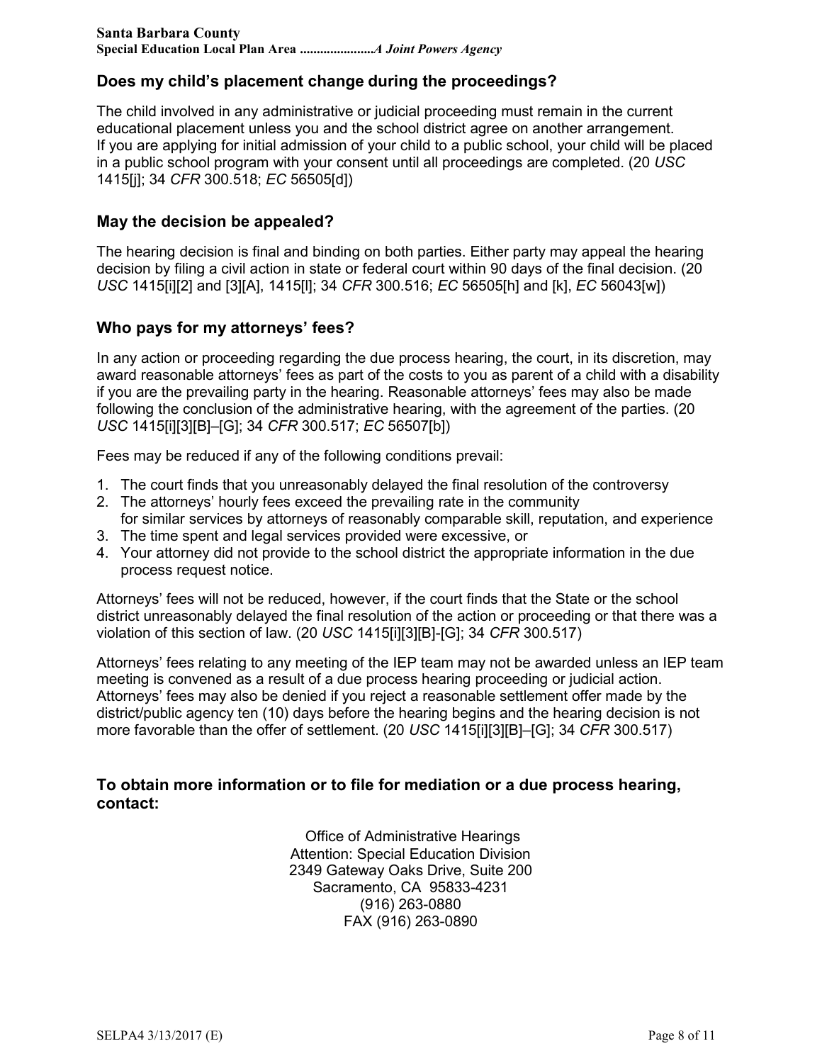## Does my child's placement change during the proceedings?

The child involved in any administrative or judicial proceeding must remain in the current educational placement unless you and the school district agree on another arrangement. If you are applying for initial admission of your child to a public school, your child will be placed in a public school program with your consent until all proceedings are completed. (20 *USC* 1415[j]; 34 *CFR* 300.518; *EC* 56505[d])

## May the decision be appealed?

The hearing decision is final and binding on both parties. Either party may appeal the hearing decision by filing a civil action in state or federal court within 90 days of the final decision. (20 *USC* 1415[i][2] and [3][A], 1415[l]; 34 *CFR* 300.516; *EC* 56505[h] and [k], *EC* 56043[w])

## Who pays for my attorneys' fees?

In any action or proceeding regarding the due process hearing, the court, in its discretion, may award reasonable attorneys' fees as part of the costs to you as parent of a child with a disability if you are the prevailing party in the hearing. Reasonable attorneys' fees may also be made following the conclusion of the administrative hearing, with the agreement of the parties. (20 *USC* 1415[i][3][B]–[G]; 34 *CFR* 300.517; *EC* 56507[b])

Fees may be reduced if any of the following conditions prevail:

1. The court finds that you unreasonably delayed the final resolution of the controversy
2. The attorneys' hourly fees exceed the prevailing rate in the community for similar services by attorneys of reasonably comparable skill, reputation, and experience
3. The time spent and legal services provided were excessive, or
4. Your attorney did not provide to the school district the appropriate information in the due process request notice.

Attorneys' fees will not be reduced, however, if the court finds that the State or the school district unreasonably delayed the final resolution of the action or proceeding or that there was a violation of this section of law. (20 *USC* 1415[i][3][B]-[G]; 34 *CFR* 300.517)

Attorneys' fees relating to any meeting of the IEP team may not be awarded unless an IEP team meeting is convened as a result of a due process hearing proceeding or judicial action. Attorneys' fees may also be denied if you reject a reasonable settlement offer made by the district/public agency ten (10) days before the hearing begins and the hearing decision is not more favorable than the offer of settlement. (20 *USC* 1415[i][3][B]–[G]; 34 *CFR* 300.517)

## To obtain more information or to file for mediation or a due process hearing, contact:

Office of Administrative Hearings
Attention: Special Education Division
2349 Gateway Oaks Drive, Suite 200
Sacramento, CA 95833-4231
(916) 263-0880
FAX (916) 263-0890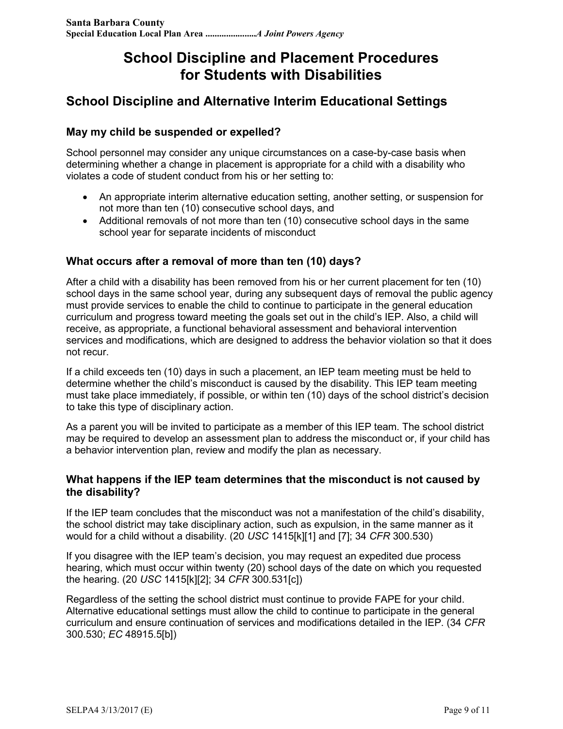# School Discipline and Placement Procedures for Students with Disabilities

## School Discipline and Alternative Interim Educational Settings

### May my child be suspended or expelled?

School personnel may consider any unique circumstances on a case-by-case basis when determining whether a change in placement is appropriate for a child with a disability who violates a code of student conduct from his or her setting to:

- An appropriate interim alternative education setting, another setting, or suspension for not more than ten (10) consecutive school days, and
- Additional removals of not more than ten (10) consecutive school days in the same school year for separate incidents of misconduct

### What occurs after a removal of more than ten (10) days?

After a child with a disability has been removed from his or her current placement for ten (10) school days in the same school year, during any subsequent days of removal the public agency must provide services to enable the child to continue to participate in the general education curriculum and progress toward meeting the goals set out in the child's IEP. Also, a child will receive, as appropriate, a functional behavioral assessment and behavioral intervention services and modifications, which are designed to address the behavior violation so that it does not recur.

If a child exceeds ten (10) days in such a placement, an IEP team meeting must be held to determine whether the child's misconduct is caused by the disability. This IEP team meeting must take place immediately, if possible, or within ten (10) days of the school district's decision to take this type of disciplinary action.

As a parent you will be invited to participate as a member of this IEP team. The school district may be required to develop an assessment plan to address the misconduct or, if your child has a behavior intervention plan, review and modify the plan as necessary.

### What happens if the IEP team determines that the misconduct is not caused by the disability?

If the IEP team concludes that the misconduct was not a manifestation of the child's disability, the school district may take disciplinary action, such as expulsion, in the same manner as it would for a child without a disability. (20 *USC* 1415[k][1] and [7]; 34 *CFR* 300.530)

If you disagree with the IEP team's decision, you may request an expedited due process hearing, which must occur within twenty (20) school days of the date on which you requested the hearing. (20 *USC* 1415[k][2]; 34 *CFR* 300.531[c])

Regardless of the setting the school district must continue to provide FAPE for your child. Alternative educational settings must allow the child to continue to participate in the general curriculum and ensure continuation of services and modifications detailed in the IEP. (34 *CFR* 300.530; *EC* 48915.5[b])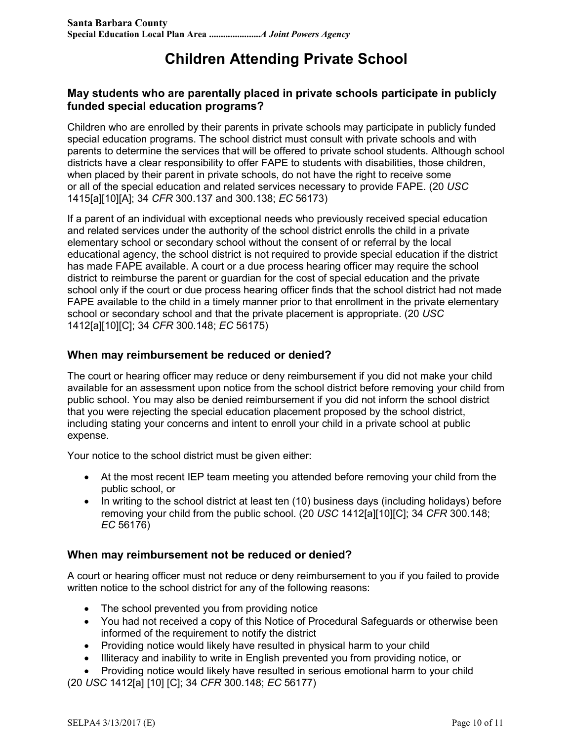# Children Attending Private School

## May students who are parentally placed in private schools participate in publicly funded special education programs?

Children who are enrolled by their parents in private schools may participate in publicly funded special education programs. The school district must consult with private schools and with parents to determine the services that will be offered to private school students. Although school districts have a clear responsibility to offer FAPE to students with disabilities, those children, when placed by their parent in private schools, do not have the right to receive some or all of the special education and related services necessary to provide FAPE. (20 *USC* 1415[a][10][A]; 34 *CFR* 300.137 and 300.138; *EC* 56173)

If a parent of an individual with exceptional needs who previously received special education and related services under the authority of the school district enrolls the child in a private elementary school or secondary school without the consent of or referral by the local educational agency, the school district is not required to provide special education if the district has made FAPE available. A court or a due process hearing officer may require the school district to reimburse the parent or guardian for the cost of special education and the private school only if the court or due process hearing officer finds that the school district had not made FAPE available to the child in a timely manner prior to that enrollment in the private elementary school or secondary school and that the private placement is appropriate. (20 *USC* 1412[a][10][C]; 34 *CFR* 300.148; *EC* 56175)

## When may reimbursement be reduced or denied?

The court or hearing officer may reduce or deny reimbursement if you did not make your child available for an assessment upon notice from the school district before removing your child from public school. You may also be denied reimbursement if you did not inform the school district that you were rejecting the special education placement proposed by the school district, including stating your concerns and intent to enroll your child in a private school at public expense.

Your notice to the school district must be given either:

- At the most recent IEP team meeting you attended before removing your child from the public school, or
- In writing to the school district at least ten (10) business days (including holidays) before removing your child from the public school. (20 *USC* 1412[a][10][C]; 34 *CFR* 300.148; *EC* 56176)

## When may reimbursement not be reduced or denied?

A court or hearing officer must not reduce or deny reimbursement to you if you failed to provide written notice to the school district for any of the following reasons:

- The school prevented you from providing notice
- You had not received a copy of this Notice of Procedural Safeguards or otherwise been informed of the requirement to notify the district
- Providing notice would likely have resulted in physical harm to your child
- Illiteracy and inability to write in English prevented you from providing notice, or
- Providing notice would likely have resulted in serious emotional harm to your child

(20 *USC* 1412[a] [10] [C]; 34 *CFR* 300.148; *EC* 56177)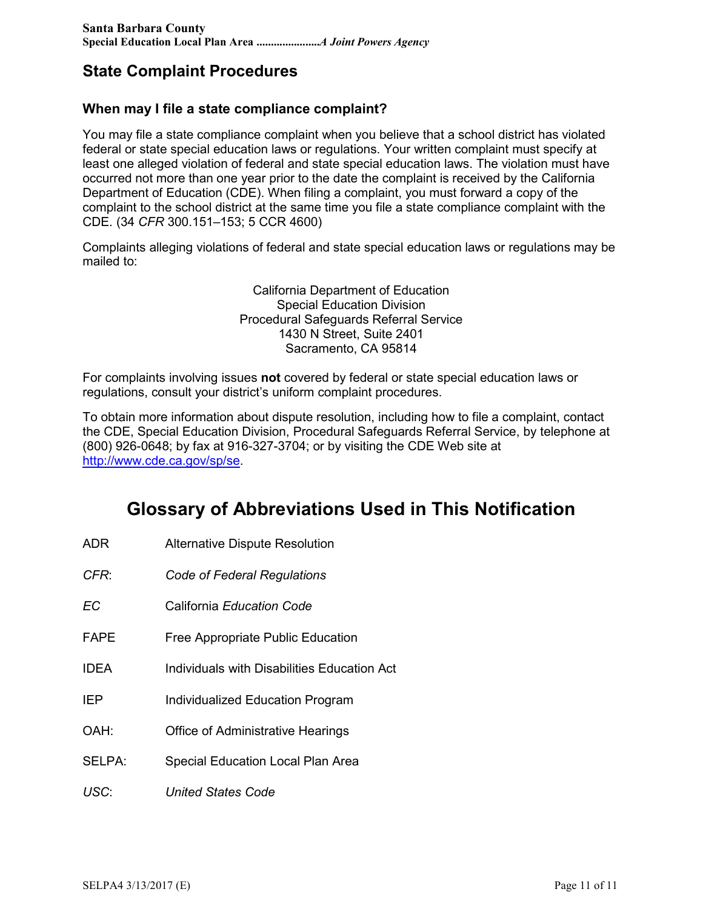## State Complaint Procedures

### When may I file a state compliance complaint?

You may file a state compliance complaint when you believe that a school district has violated federal or state special education laws or regulations. Your written complaint must specify at least one alleged violation of federal and state special education laws. The violation must have occurred not more than one year prior to the date the complaint is received by the California Department of Education (CDE). When filing a complaint, you must forward a copy of the complaint to the school district at the same time you file a state compliance complaint with the CDE. (34 *CFR* 300.151–153; 5 CCR 4600)

Complaints alleging violations of federal and state special education laws or regulations may be mailed to:

California Department of Education
Special Education Division
Procedural Safeguards Referral Service
1430 N Street, Suite 2401
Sacramento, CA 95814

For complaints involving issues **not** covered by federal or state special education laws or regulations, consult your district's uniform complaint procedures.

To obtain more information about dispute resolution, including how to file a complaint, contact the CDE, Special Education Division, Procedural Safeguards Referral Service, by telephone at (800) 926-0648; by fax at 916-327-3704; or by visiting the CDE Web site at http://www.cde.ca.gov/sp/se.

## Glossary of Abbreviations Used in This Notification

| | |
|---|---|
| ADR | Alternative Dispute Resolution |
| *CFR*: | *Code of Federal Regulations* |
| *EC* | California *Education Code* |
| FAPE | Free Appropriate Public Education |
| IDEA | Individuals with Disabilities Education Act |
| IEP | Individualized Education Program |
| OAH: | Office of Administrative Hearings |
| SELPA: | Special Education Local Plan Area |
| *USC*: | *United States Code* |